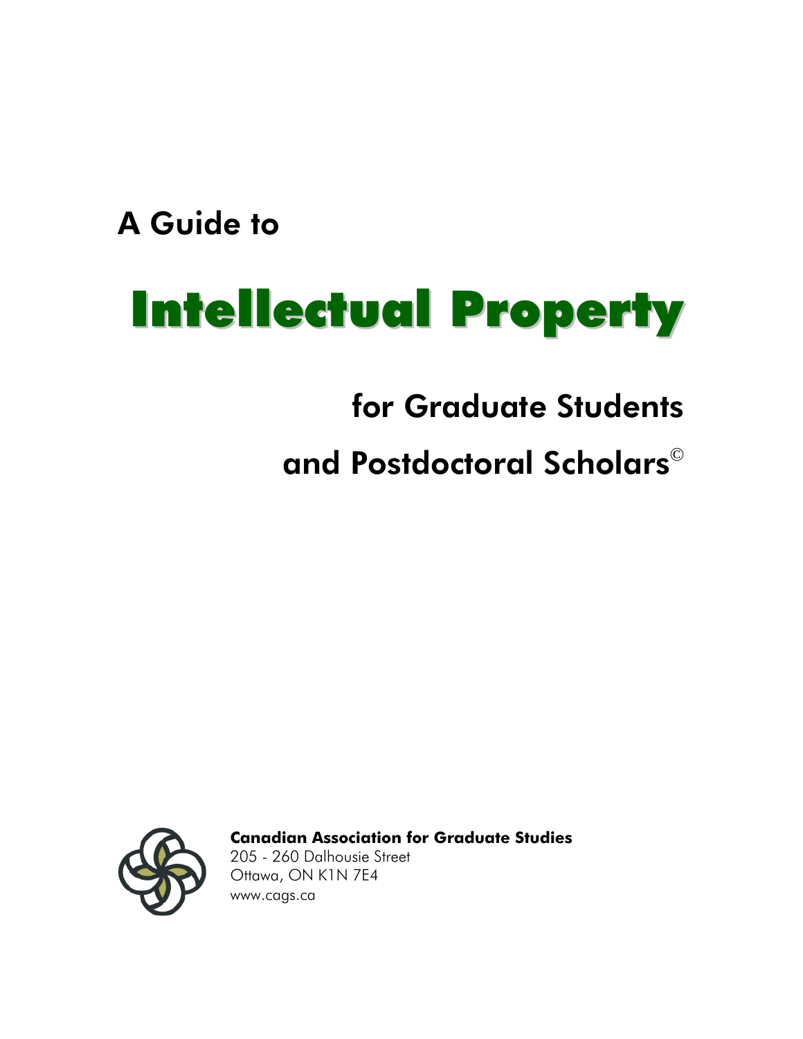A Guide to

# Intellectual Property

## for Graduate Students

## and Postdoctoral Scholars©

**Canadian Association for Graduate Studies**
205 - 260 Dalhousie Street
Ottawa, ON K1N 7E4
www.cags.ca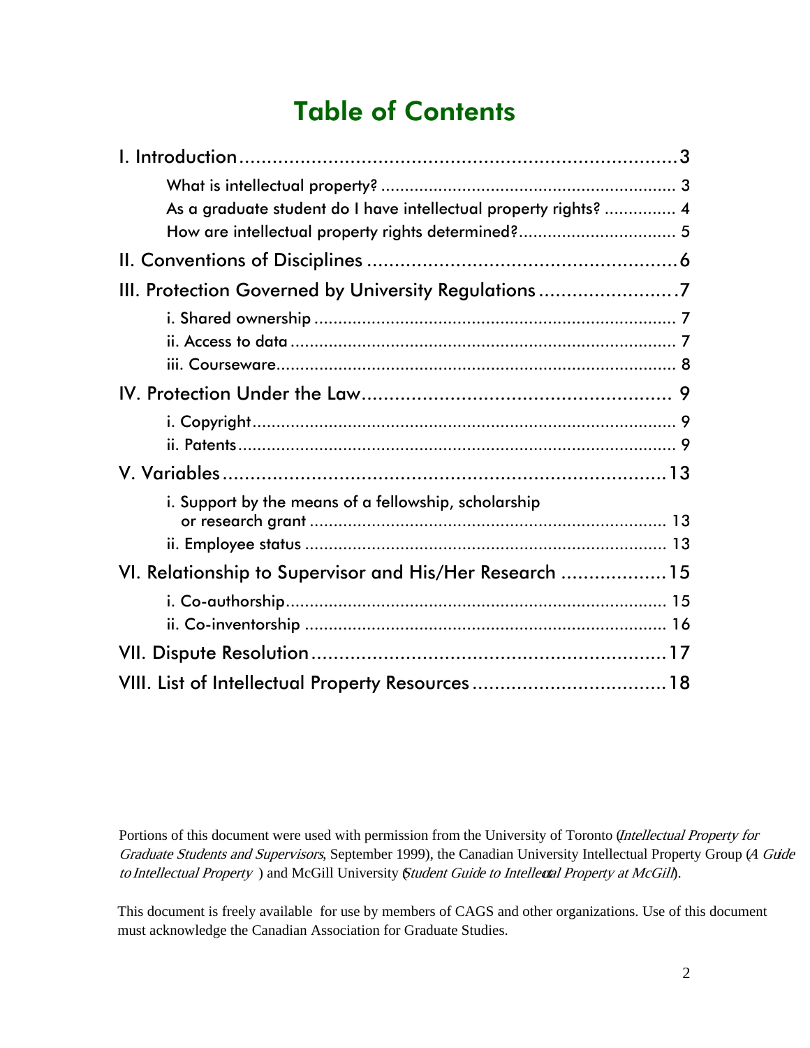# Table of Contents

- I. Introduction ........................................................................ 3
  - What is intellectual property? ........................................................ 3
  - As a graduate student do I have intellectual property rights? ............... 4
  - How are intellectual property rights determined? ................................ 5
- II. Conventions of Disciplines ........................................................ 6
- III. Protection Governed by University Regulations ......................... 7
  - i. Shared ownership ........................................................................ 7
  - ii. Access to data ............................................................................ 7
  - iii. Courseware ................................................................................ 8
- IV. Protection Under the Law ........................................................ 9
  - i. Copyright ..................................................................................... 9
  - ii. Patents ......................................................................................... 9
- V. Variables ......................................................................................... 13
  - i. Support by the means of a fellowship, scholarship or research grant ........................................................................ 13
  - ii. Employee status ........................................................................ 13
- VI. Relationship to Supervisor and His/Her Research ................... 15
  - i. Co-authorship ............................................................................. 15
  - ii. Co-inventorship ........................................................................ 16
- VII. Dispute Resolution ...................................................................... 17
- VIII. List of Intellectual Property Resources .................................. 18

Portions of this document were used with permission from the University of Toronto (*Intellectual Property for Graduate Students and Supervisors*, September 1999), the Canadian University Intellectual Property Group (*A Guide to Intellectual Property*) and McGill University (*Student Guide to Intellectual Property at McGill*).

This document is freely available for use by members of CAGS and other organizations. Use of this document must acknowledge the Canadian Association for Graduate Studies.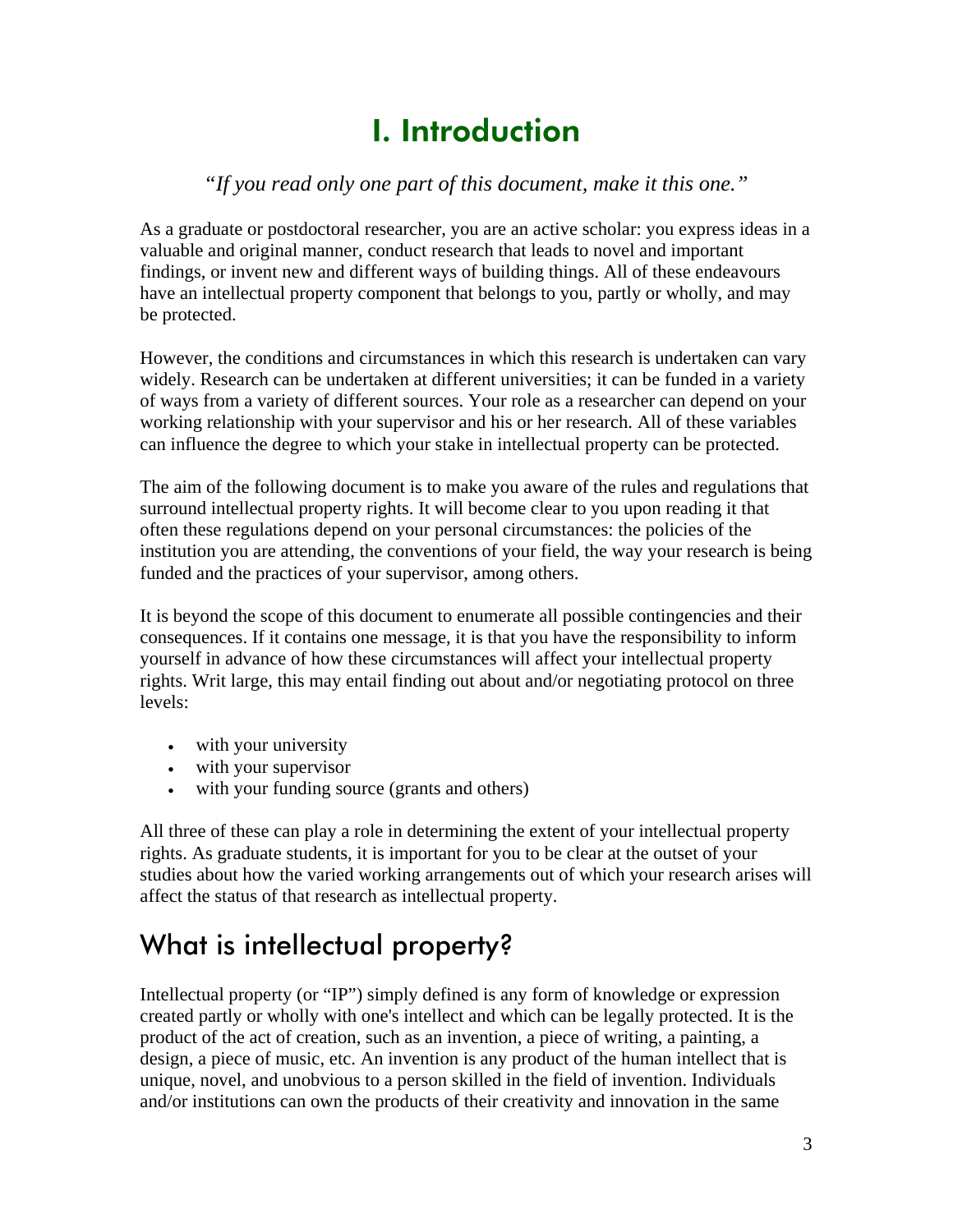# I. Introduction

*"If you read only one part of this document, make it this one."*

As a graduate or postdoctoral researcher, you are an active scholar: you express ideas in a valuable and original manner, conduct research that leads to novel and important findings, or invent new and different ways of building things. All of these endeavours have an intellectual property component that belongs to you, partly or wholly, and may be protected.

However, the conditions and circumstances in which this research is undertaken can vary widely. Research can be undertaken at different universities; it can be funded in a variety of ways from a variety of different sources. Your role as a researcher can depend on your working relationship with your supervisor and his or her research. All of these variables can influence the degree to which your stake in intellectual property can be protected.

The aim of the following document is to make you aware of the rules and regulations that surround intellectual property rights. It will become clear to you upon reading it that often these regulations depend on your personal circumstances: the policies of the institution you are attending, the conventions of your field, the way your research is being funded and the practices of your supervisor, among others.

It is beyond the scope of this document to enumerate all possible contingencies and their consequences. If it contains one message, it is that you have the responsibility to inform yourself in advance of how these circumstances will affect your intellectual property rights. Writ large, this may entail finding out about and/or negotiating protocol on three levels:

- with your university
- with your supervisor
- with your funding source (grants and others)

All three of these can play a role in determining the extent of your intellectual property rights. As graduate students, it is important for you to be clear at the outset of your studies about how the varied working arrangements out of which your research arises will affect the status of that research as intellectual property.

## What is intellectual property?

Intellectual property (or "IP") simply defined is any form of knowledge or expression created partly or wholly with one's intellect and which can be legally protected. It is the product of the act of creation, such as an invention, a piece of writing, a painting, a design, a piece of music, etc. An invention is any product of the human intellect that is unique, novel, and unobvious to a person skilled in the field of invention. Individuals and/or institutions can own the products of their creativity and innovation in the same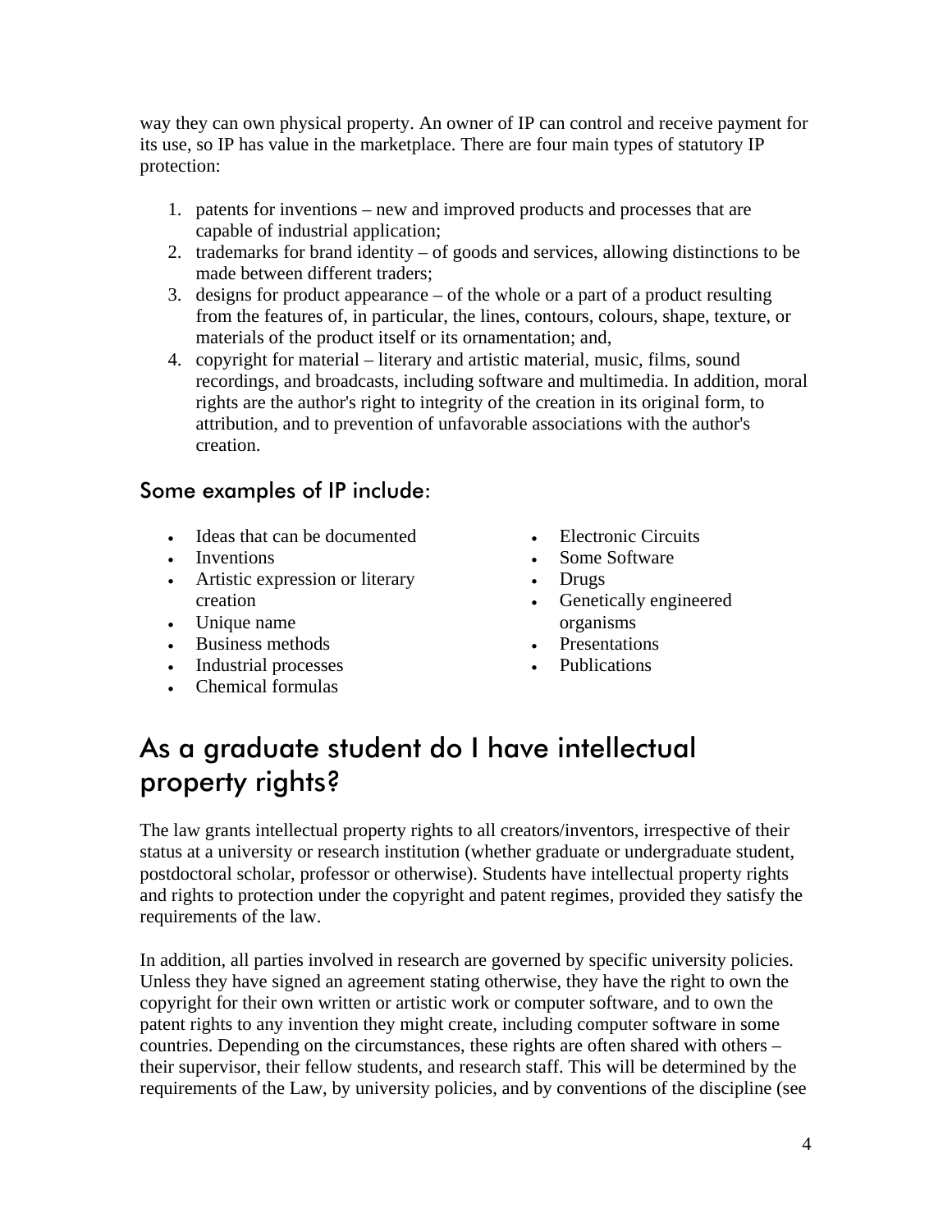way they can own physical property. An owner of IP can control and receive payment for its use, so IP has value in the marketplace. There are four main types of statutory IP protection:

1. patents for inventions – new and improved products and processes that are capable of industrial application;
2. trademarks for brand identity – of goods and services, allowing distinctions to be made between different traders;
3. designs for product appearance – of the whole or a part of a product resulting from the features of, in particular, the lines, contours, colours, shape, texture, or materials of the product itself or its ornamentation; and,
4. copyright for material – literary and artistic material, music, films, sound recordings, and broadcasts, including software and multimedia. In addition, moral rights are the author's right to integrity of the creation in its original form, to attribution, and to prevention of unfavorable associations with the author's creation.

### Some examples of IP include:

- Ideas that can be documented
- Inventions
- Artistic expression or literary creation
- Unique name
- Business methods
- Industrial processes
- Chemical formulas
- Electronic Circuits
- Some Software
- Drugs
- Genetically engineered organisms
- Presentations
- Publications

## As a graduate student do I have intellectual property rights?

The law grants intellectual property rights to all creators/inventors, irrespective of their status at a university or research institution (whether graduate or undergraduate student, postdoctoral scholar, professor or otherwise). Students have intellectual property rights and rights to protection under the copyright and patent regimes, provided they satisfy the requirements of the law.

In addition, all parties involved in research are governed by specific university policies. Unless they have signed an agreement stating otherwise, they have the right to own the copyright for their own written or artistic work or computer software, and to own the patent rights to any invention they might create, including computer software in some countries. Depending on the circumstances, these rights are often shared with others – their supervisor, their fellow students, and research staff. This will be determined by the requirements of the Law, by university policies, and by conventions of the discipline (see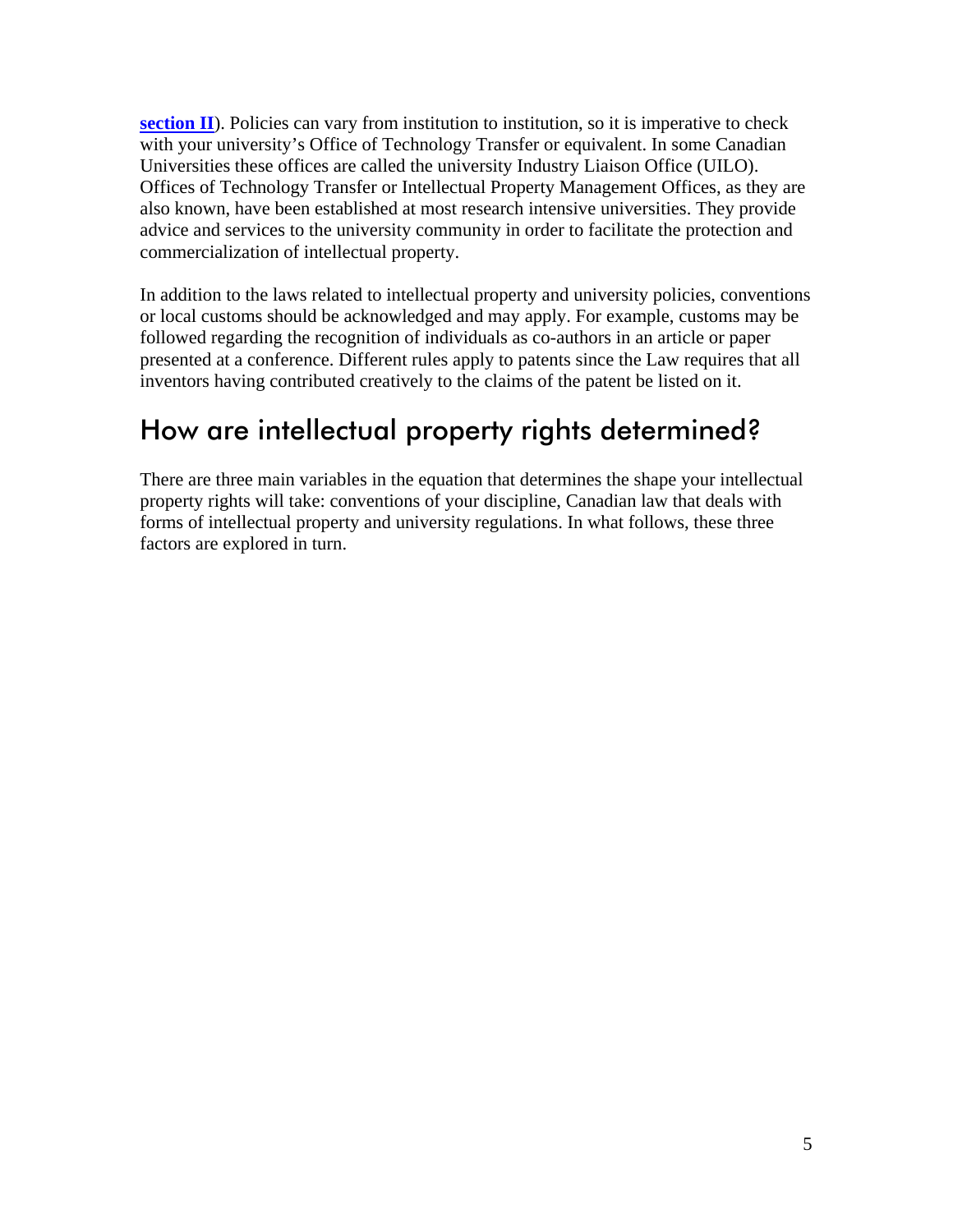**section II**). Policies can vary from institution to institution, so it is imperative to check with your university's Office of Technology Transfer or equivalent. In some Canadian Universities these offices are called the university Industry Liaison Office (UILO). Offices of Technology Transfer or Intellectual Property Management Offices, as they are also known, have been established at most research intensive universities. They provide advice and services to the university community in order to facilitate the protection and commercialization of intellectual property.

In addition to the laws related to intellectual property and university policies, conventions or local customs should be acknowledged and may apply. For example, customs may be followed regarding the recognition of individuals as co-authors in an article or paper presented at a conference. Different rules apply to patents since the Law requires that all inventors having contributed creatively to the claims of the patent be listed on it.

## How are intellectual property rights determined?

There are three main variables in the equation that determines the shape your intellectual property rights will take: conventions of your discipline, Canadian law that deals with forms of intellectual property and university regulations. In what follows, these three factors are explored in turn.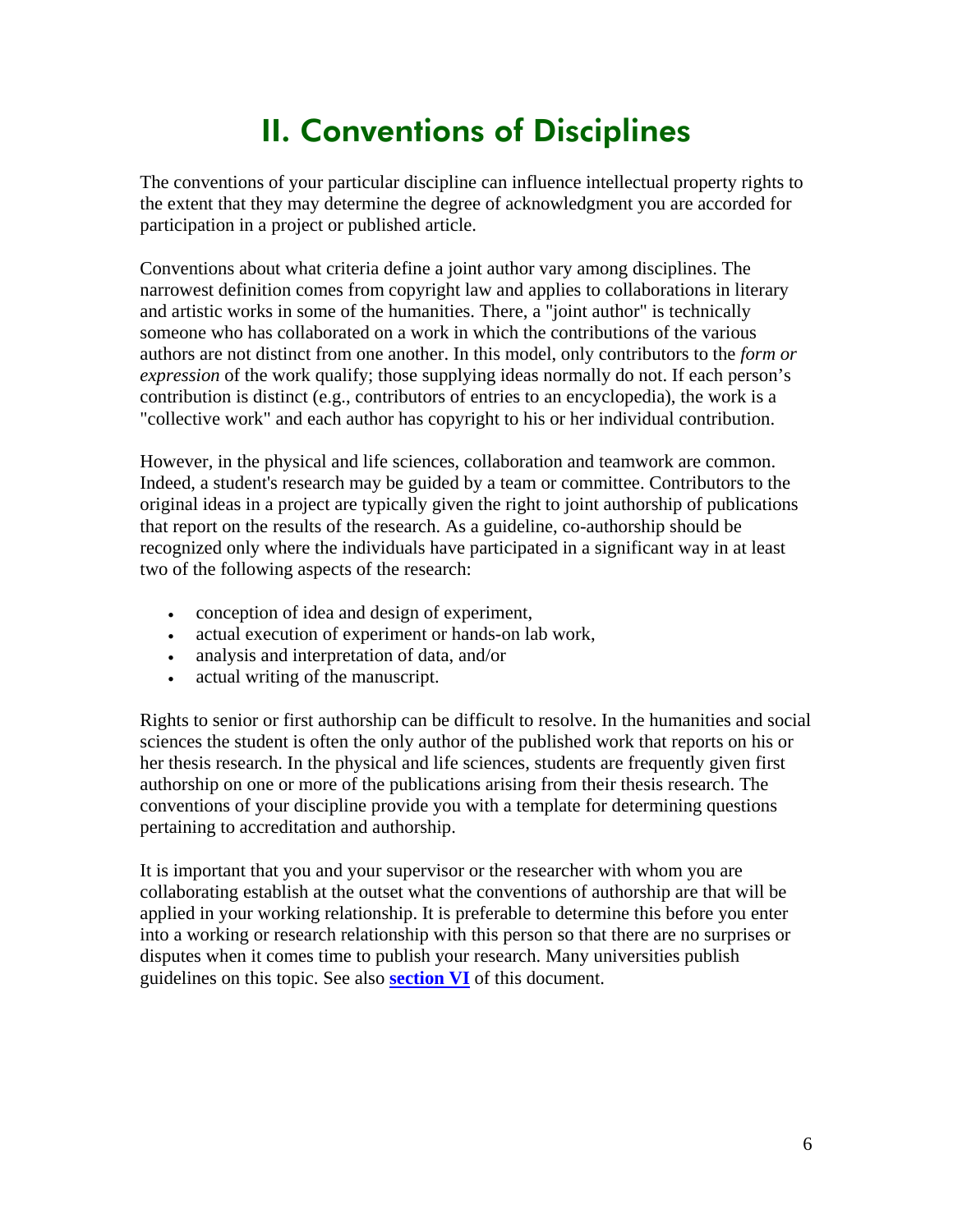# II. Conventions of Disciplines

The conventions of your particular discipline can influence intellectual property rights to the extent that they may determine the degree of acknowledgment you are accorded for participation in a project or published article.

Conventions about what criteria define a joint author vary among disciplines. The narrowest definition comes from copyright law and applies to collaborations in literary and artistic works in some of the humanities. There, a "joint author" is technically someone who has collaborated on a work in which the contributions of the various authors are not distinct from one another. In this model, only contributors to the *form or expression* of the work qualify; those supplying ideas normally do not. If each person's contribution is distinct (e.g., contributors of entries to an encyclopedia), the work is a "collective work" and each author has copyright to his or her individual contribution.

However, in the physical and life sciences, collaboration and teamwork are common. Indeed, a student's research may be guided by a team or committee. Contributors to the original ideas in a project are typically given the right to joint authorship of publications that report on the results of the research. As a guideline, co-authorship should be recognized only where the individuals have participated in a significant way in at least two of the following aspects of the research:

- conception of idea and design of experiment,
- actual execution of experiment or hands-on lab work,
- analysis and interpretation of data, and/or
- actual writing of the manuscript.

Rights to senior or first authorship can be difficult to resolve. In the humanities and social sciences the student is often the only author of the published work that reports on his or her thesis research. In the physical and life sciences, students are frequently given first authorship on one or more of the publications arising from their thesis research. The conventions of your discipline provide you with a template for determining questions pertaining to accreditation and authorship.

It is important that you and your supervisor or the researcher with whom you are collaborating establish at the outset what the conventions of authorship are that will be applied in your working relationship. It is preferable to determine this before you enter into a working or research relationship with this person so that there are no surprises or disputes when it comes time to publish your research. Many universities publish guidelines on this topic. See also **section VI** of this document.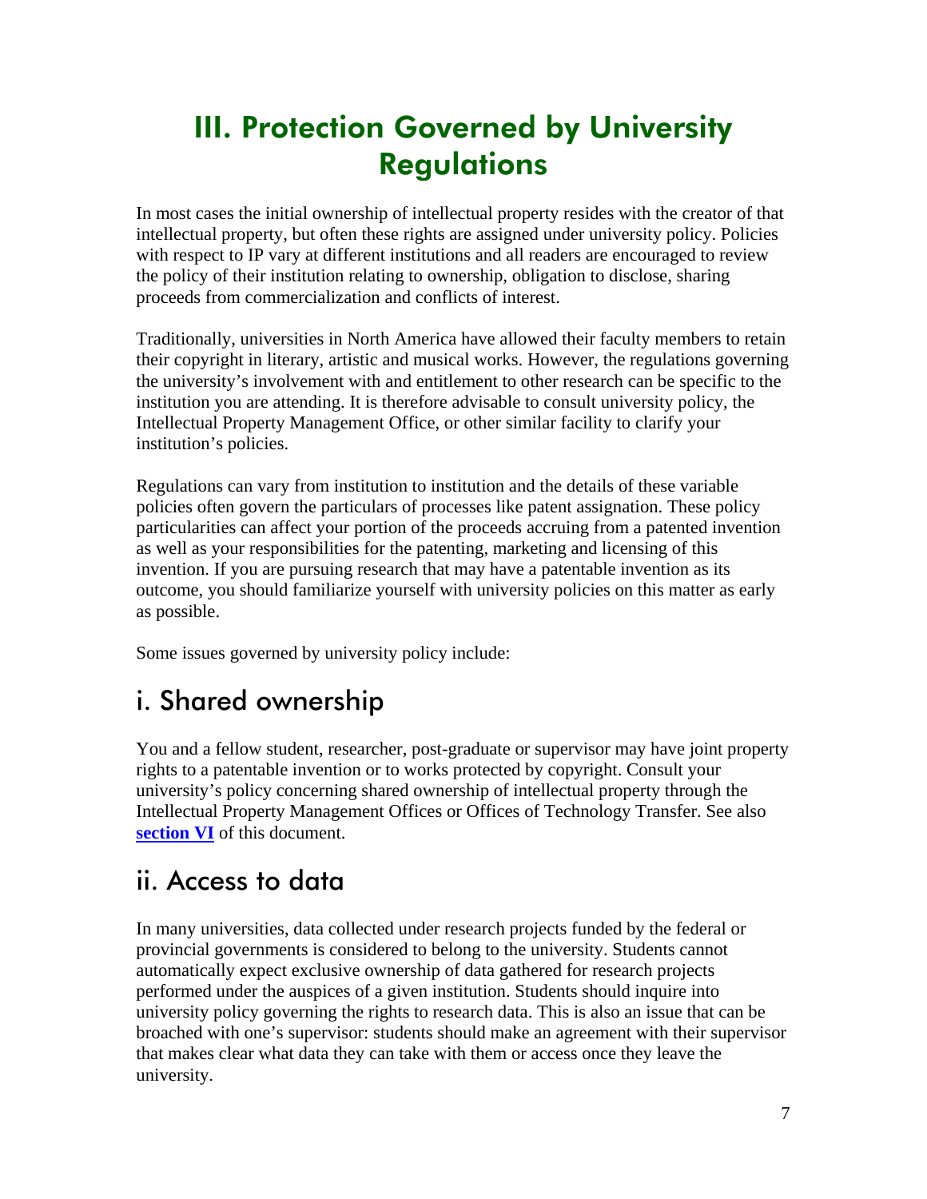# III. Protection Governed by University Regulations

In most cases the initial ownership of intellectual property resides with the creator of that intellectual property, but often these rights are assigned under university policy. Policies with respect to IP vary at different institutions and all readers are encouraged to review the policy of their institution relating to ownership, obligation to disclose, sharing proceeds from commercialization and conflicts of interest.

Traditionally, universities in North America have allowed their faculty members to retain their copyright in literary, artistic and musical works. However, the regulations governing the university's involvement with and entitlement to other research can be specific to the institution you are attending. It is therefore advisable to consult university policy, the Intellectual Property Management Office, or other similar facility to clarify your institution's policies.

Regulations can vary from institution to institution and the details of these variable policies often govern the particulars of processes like patent assignation. These policy particularities can affect your portion of the proceeds accruing from a patented invention as well as your responsibilities for the patenting, marketing and licensing of this invention. If you are pursuing research that may have a patentable invention as its outcome, you should familiarize yourself with university policies on this matter as early as possible.

Some issues governed by university policy include:

## i. Shared ownership

You and a fellow student, researcher, post-graduate or supervisor may have joint property rights to a patentable invention or to works protected by copyright. Consult your university's policy concerning shared ownership of intellectual property through the Intellectual Property Management Offices or Offices of Technology Transfer. See also **section VI** of this document.

## ii. Access to data

In many universities, data collected under research projects funded by the federal or provincial governments is considered to belong to the university. Students cannot automatically expect exclusive ownership of data gathered for research projects performed under the auspices of a given institution. Students should inquire into university policy governing the rights to research data. This is also an issue that can be broached with one's supervisor: students should make an agreement with their supervisor that makes clear what data they can take with them or access once they leave the university.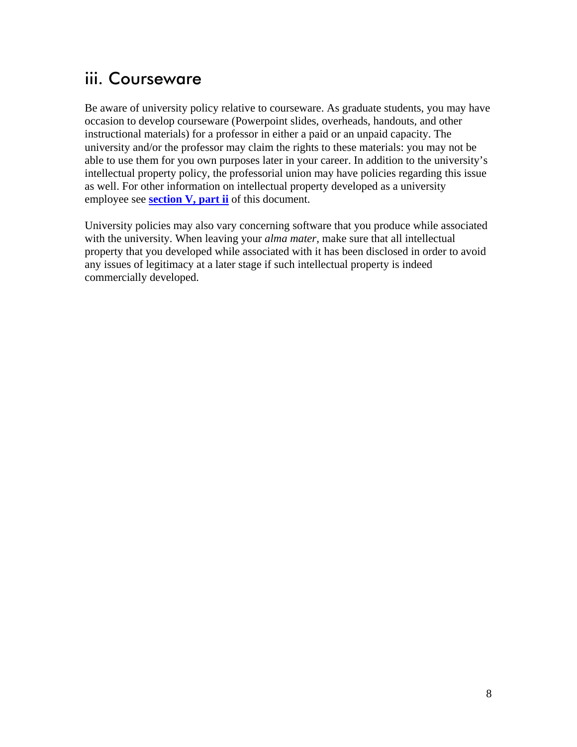## iii. Courseware

Be aware of university policy relative to courseware. As graduate students, you may have occasion to develop courseware (Powerpoint slides, overheads, handouts, and other instructional materials) for a professor in either a paid or an unpaid capacity. The university and/or the professor may claim the rights to these materials: you may not be able to use them for you own purposes later in your career. In addition to the university's intellectual property policy, the professorial union may have policies regarding this issue as well. For other information on intellectual property developed as a university employee see **section V, part ii** of this document.

University policies may also vary concerning software that you produce while associated with the university. When leaving your *alma mater*, make sure that all intellectual property that you developed while associated with it has been disclosed in order to avoid any issues of legitimacy at a later stage if such intellectual property is indeed commercially developed.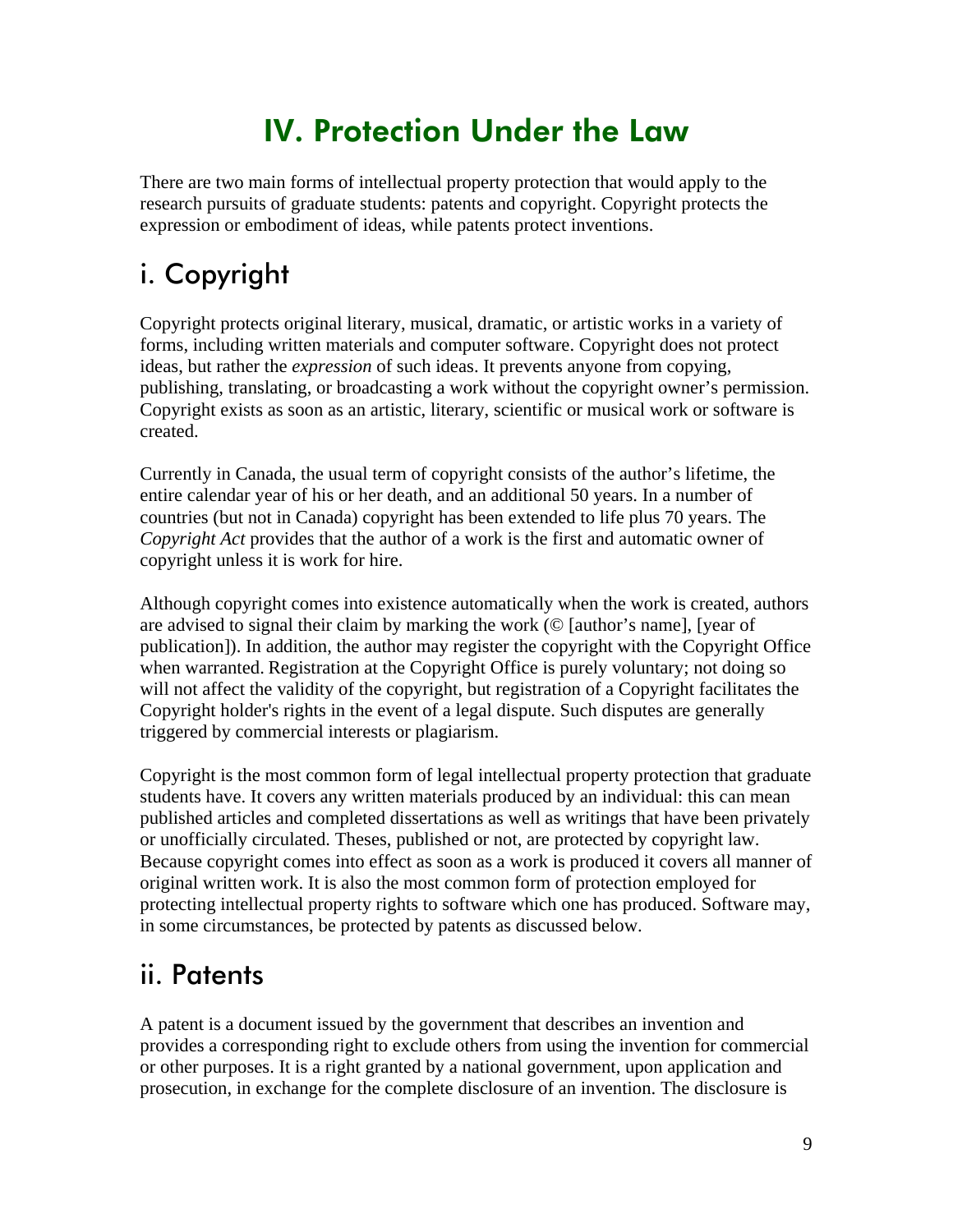# IV. Protection Under the Law

There are two main forms of intellectual property protection that would apply to the research pursuits of graduate students: patents and copyright. Copyright protects the expression or embodiment of ideas, while patents protect inventions.

## i. Copyright

Copyright protects original literary, musical, dramatic, or artistic works in a variety of forms, including written materials and computer software. Copyright does not protect ideas, but rather the *expression* of such ideas. It prevents anyone from copying, publishing, translating, or broadcasting a work without the copyright owner's permission. Copyright exists as soon as an artistic, literary, scientific or musical work or software is created.

Currently in Canada, the usual term of copyright consists of the author's lifetime, the entire calendar year of his or her death, and an additional 50 years. In a number of countries (but not in Canada) copyright has been extended to life plus 70 years. The *Copyright Act* provides that the author of a work is the first and automatic owner of copyright unless it is work for hire.

Although copyright comes into existence automatically when the work is created, authors are advised to signal their claim by marking the work (© [author's name], [year of publication]). In addition, the author may register the copyright with the Copyright Office when warranted. Registration at the Copyright Office is purely voluntary; not doing so will not affect the validity of the copyright, but registration of a Copyright facilitates the Copyright holder's rights in the event of a legal dispute. Such disputes are generally triggered by commercial interests or plagiarism.

Copyright is the most common form of legal intellectual property protection that graduate students have. It covers any written materials produced by an individual: this can mean published articles and completed dissertations as well as writings that have been privately or unofficially circulated. Theses, published or not, are protected by copyright law. Because copyright comes into effect as soon as a work is produced it covers all manner of original written work. It is also the most common form of protection employed for protecting intellectual property rights to software which one has produced. Software may, in some circumstances, be protected by patents as discussed below.

## ii. Patents

A patent is a document issued by the government that describes an invention and provides a corresponding right to exclude others from using the invention for commercial or other purposes. It is a right granted by a national government, upon application and prosecution, in exchange for the complete disclosure of an invention. The disclosure is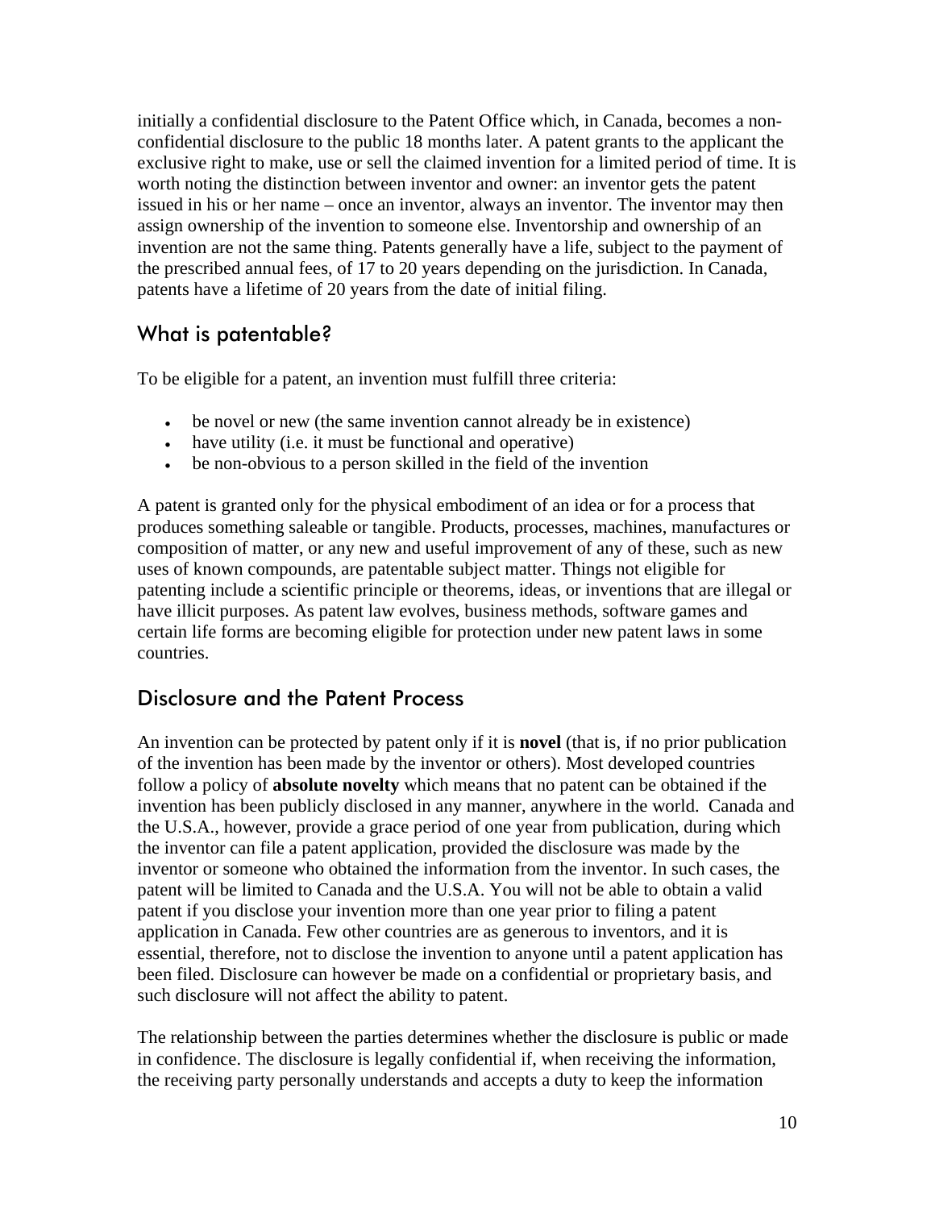initially a confidential disclosure to the Patent Office which, in Canada, becomes a non-confidential disclosure to the public 18 months later. A patent grants to the applicant the exclusive right to make, use or sell the claimed invention for a limited period of time. It is worth noting the distinction between inventor and owner: an inventor gets the patent issued in his or her name – once an inventor, always an inventor. The inventor may then assign ownership of the invention to someone else. Inventorship and ownership of an invention are not the same thing. Patents generally have a life, subject to the payment of the prescribed annual fees, of 17 to 20 years depending on the jurisdiction. In Canada, patents have a lifetime of 20 years from the date of initial filing.

## What is patentable?

To be eligible for a patent, an invention must fulfill three criteria:

- be novel or new (the same invention cannot already be in existence)
- have utility (i.e. it must be functional and operative)
- be non-obvious to a person skilled in the field of the invention

A patent is granted only for the physical embodiment of an idea or for a process that produces something saleable or tangible. Products, processes, machines, manufactures or composition of matter, or any new and useful improvement of any of these, such as new uses of known compounds, are patentable subject matter. Things not eligible for patenting include a scientific principle or theorems, ideas, or inventions that are illegal or have illicit purposes. As patent law evolves, business methods, software games and certain life forms are becoming eligible for protection under new patent laws in some countries.

## Disclosure and the Patent Process

An invention can be protected by patent only if it is **novel** (that is, if no prior publication of the invention has been made by the inventor or others). Most developed countries follow a policy of **absolute novelty** which means that no patent can be obtained if the invention has been publicly disclosed in any manner, anywhere in the world. Canada and the U.S.A., however, provide a grace period of one year from publication, during which the inventor can file a patent application, provided the disclosure was made by the inventor or someone who obtained the information from the inventor. In such cases, the patent will be limited to Canada and the U.S.A. You will not be able to obtain a valid patent if you disclose your invention more than one year prior to filing a patent application in Canada. Few other countries are as generous to inventors, and it is essential, therefore, not to disclose the invention to anyone until a patent application has been filed. Disclosure can however be made on a confidential or proprietary basis, and such disclosure will not affect the ability to patent.

The relationship between the parties determines whether the disclosure is public or made in confidence. The disclosure is legally confidential if, when receiving the information, the receiving party personally understands and accepts a duty to keep the information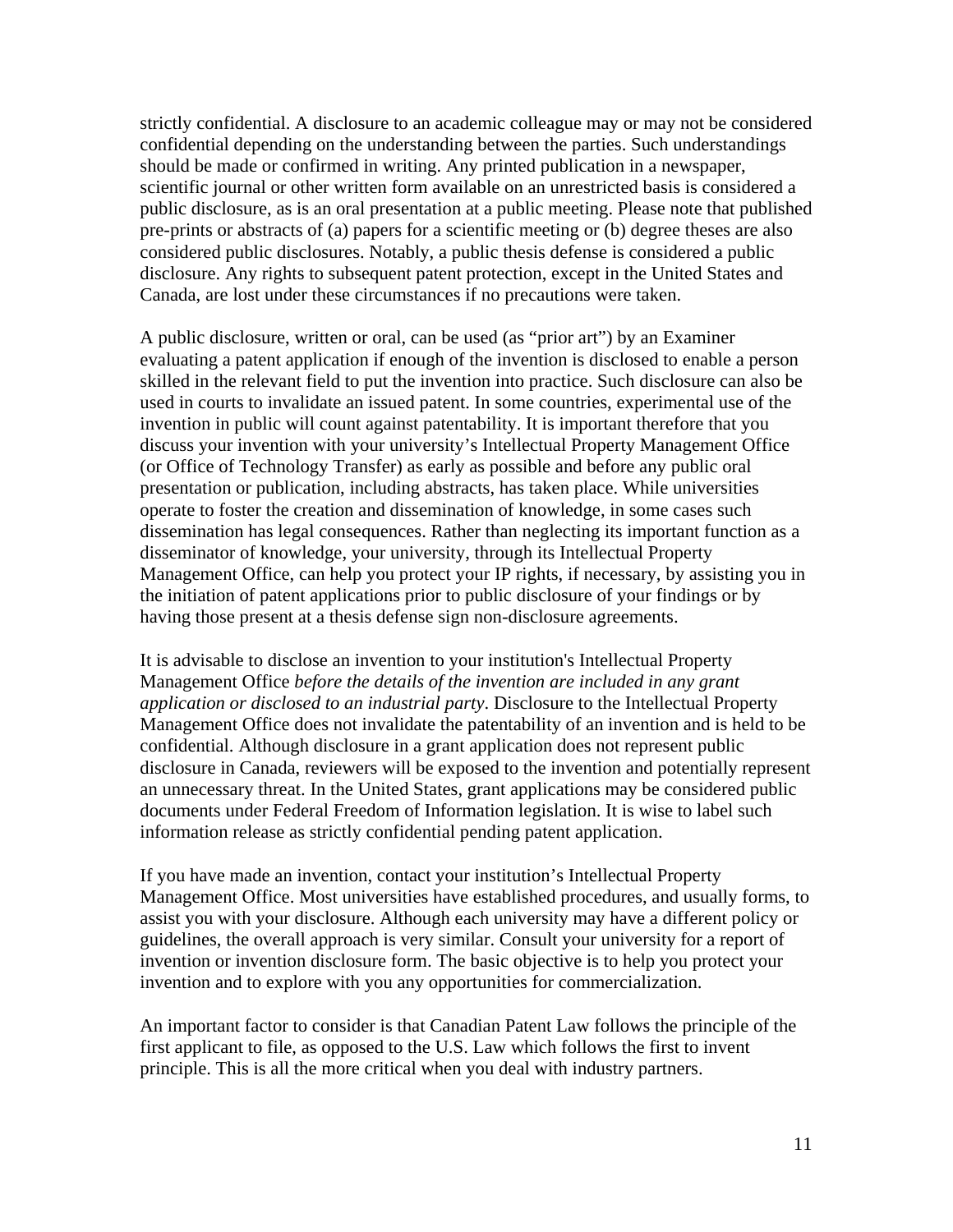strictly confidential. A disclosure to an academic colleague may or may not be considered confidential depending on the understanding between the parties. Such understandings should be made or confirmed in writing. Any printed publication in a newspaper, scientific journal or other written form available on an unrestricted basis is considered a public disclosure, as is an oral presentation at a public meeting. Please note that published pre-prints or abstracts of (a) papers for a scientific meeting or (b) degree theses are also considered public disclosures. Notably, a public thesis defense is considered a public disclosure. Any rights to subsequent patent protection, except in the United States and Canada, are lost under these circumstances if no precautions were taken.

A public disclosure, written or oral, can be used (as "prior art") by an Examiner evaluating a patent application if enough of the invention is disclosed to enable a person skilled in the relevant field to put the invention into practice. Such disclosure can also be used in courts to invalidate an issued patent. In some countries, experimental use of the invention in public will count against patentability. It is important therefore that you discuss your invention with your university's Intellectual Property Management Office (or Office of Technology Transfer) as early as possible and before any public oral presentation or publication, including abstracts, has taken place. While universities operate to foster the creation and dissemination of knowledge, in some cases such dissemination has legal consequences. Rather than neglecting its important function as a disseminator of knowledge, your university, through its Intellectual Property Management Office, can help you protect your IP rights, if necessary, by assisting you in the initiation of patent applications prior to public disclosure of your findings or by having those present at a thesis defense sign non-disclosure agreements.

It is advisable to disclose an invention to your institution's Intellectual Property Management Office *before the details of the invention are included in any grant application or disclosed to an industrial party*. Disclosure to the Intellectual Property Management Office does not invalidate the patentability of an invention and is held to be confidential. Although disclosure in a grant application does not represent public disclosure in Canada, reviewers will be exposed to the invention and potentially represent an unnecessary threat. In the United States, grant applications may be considered public documents under Federal Freedom of Information legislation. It is wise to label such information release as strictly confidential pending patent application.

If you have made an invention, contact your institution's Intellectual Property Management Office. Most universities have established procedures, and usually forms, to assist you with your disclosure. Although each university may have a different policy or guidelines, the overall approach is very similar. Consult your university for a report of invention or invention disclosure form. The basic objective is to help you protect your invention and to explore with you any opportunities for commercialization.

An important factor to consider is that Canadian Patent Law follows the principle of the first applicant to file, as opposed to the U.S. Law which follows the first to invent principle. This is all the more critical when you deal with industry partners.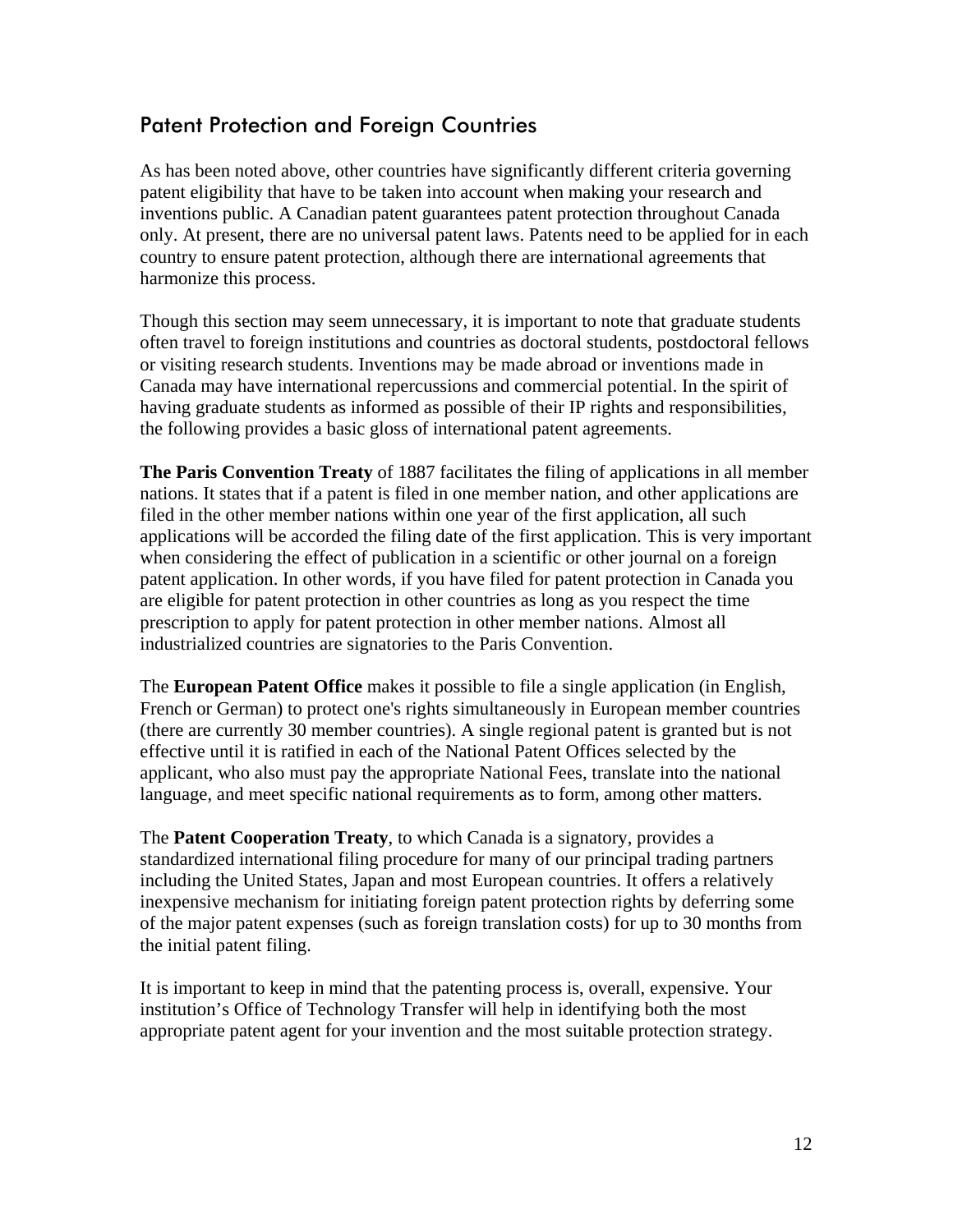## Patent Protection and Foreign Countries

As has been noted above, other countries have significantly different criteria governing patent eligibility that have to be taken into account when making your research and inventions public. A Canadian patent guarantees patent protection throughout Canada only. At present, there are no universal patent laws. Patents need to be applied for in each country to ensure patent protection, although there are international agreements that harmonize this process.

Though this section may seem unnecessary, it is important to note that graduate students often travel to foreign institutions and countries as doctoral students, postdoctoral fellows or visiting research students. Inventions may be made abroad or inventions made in Canada may have international repercussions and commercial potential. In the spirit of having graduate students as informed as possible of their IP rights and responsibilities, the following provides a basic gloss of international patent agreements.

**The Paris Convention Treaty** of 1887 facilitates the filing of applications in all member nations. It states that if a patent is filed in one member nation, and other applications are filed in the other member nations within one year of the first application, all such applications will be accorded the filing date of the first application. This is very important when considering the effect of publication in a scientific or other journal on a foreign patent application. In other words, if you have filed for patent protection in Canada you are eligible for patent protection in other countries as long as you respect the time prescription to apply for patent protection in other member nations. Almost all industrialized countries are signatories to the Paris Convention.

The **European Patent Office** makes it possible to file a single application (in English, French or German) to protect one's rights simultaneously in European member countries (there are currently 30 member countries). A single regional patent is granted but is not effective until it is ratified in each of the National Patent Offices selected by the applicant, who also must pay the appropriate National Fees, translate into the national language, and meet specific national requirements as to form, among other matters.

The **Patent Cooperation Treaty**, to which Canada is a signatory, provides a standardized international filing procedure for many of our principal trading partners including the United States, Japan and most European countries. It offers a relatively inexpensive mechanism for initiating foreign patent protection rights by deferring some of the major patent expenses (such as foreign translation costs) for up to 30 months from the initial patent filing.

It is important to keep in mind that the patenting process is, overall, expensive. Your institution's Office of Technology Transfer will help in identifying both the most appropriate patent agent for your invention and the most suitable protection strategy.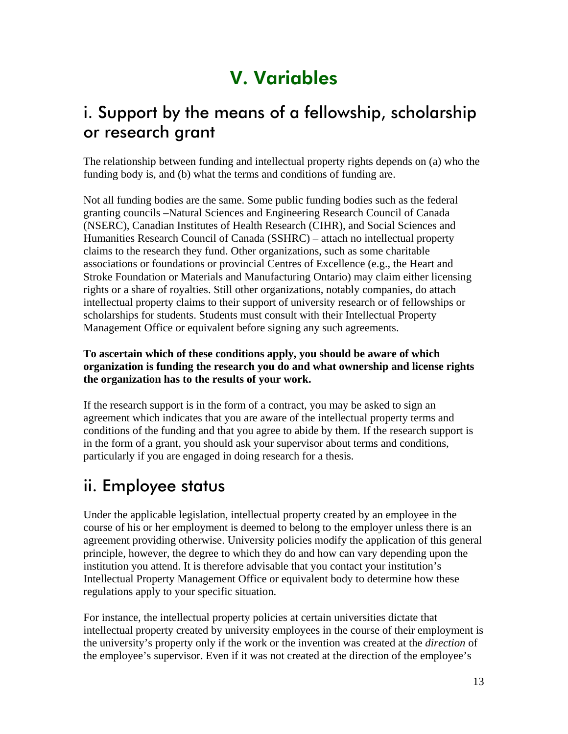# V. Variables

## i. Support by the means of a fellowship, scholarship or research grant

The relationship between funding and intellectual property rights depends on (a) who the funding body is, and (b) what the terms and conditions of funding are.

Not all funding bodies are the same. Some public funding bodies such as the federal granting councils –Natural Sciences and Engineering Research Council of Canada (NSERC), Canadian Institutes of Health Research (CIHR), and Social Sciences and Humanities Research Council of Canada (SSHRC) – attach no intellectual property claims to the research they fund. Other organizations, such as some charitable associations or foundations or provincial Centres of Excellence (e.g., the Heart and Stroke Foundation or Materials and Manufacturing Ontario) may claim either licensing rights or a share of royalties. Still other organizations, notably companies, do attach intellectual property claims to their support of university research or of fellowships or scholarships for students. Students must consult with their Intellectual Property Management Office or equivalent before signing any such agreements.

**To ascertain which of these conditions apply, you should be aware of which organization is funding the research you do and what ownership and license rights the organization has to the results of your work.**

If the research support is in the form of a contract, you may be asked to sign an agreement which indicates that you are aware of the intellectual property terms and conditions of the funding and that you agree to abide by them. If the research support is in the form of a grant, you should ask your supervisor about terms and conditions, particularly if you are engaged in doing research for a thesis.

## ii. Employee status

Under the applicable legislation, intellectual property created by an employee in the course of his or her employment is deemed to belong to the employer unless there is an agreement providing otherwise. University policies modify the application of this general principle, however, the degree to which they do and how can vary depending upon the institution you attend. It is therefore advisable that you contact your institution's Intellectual Property Management Office or equivalent body to determine how these regulations apply to your specific situation.

For instance, the intellectual property policies at certain universities dictate that intellectual property created by university employees in the course of their employment is the university's property only if the work or the invention was created at the *direction* of the employee's supervisor. Even if it was not created at the direction of the employee's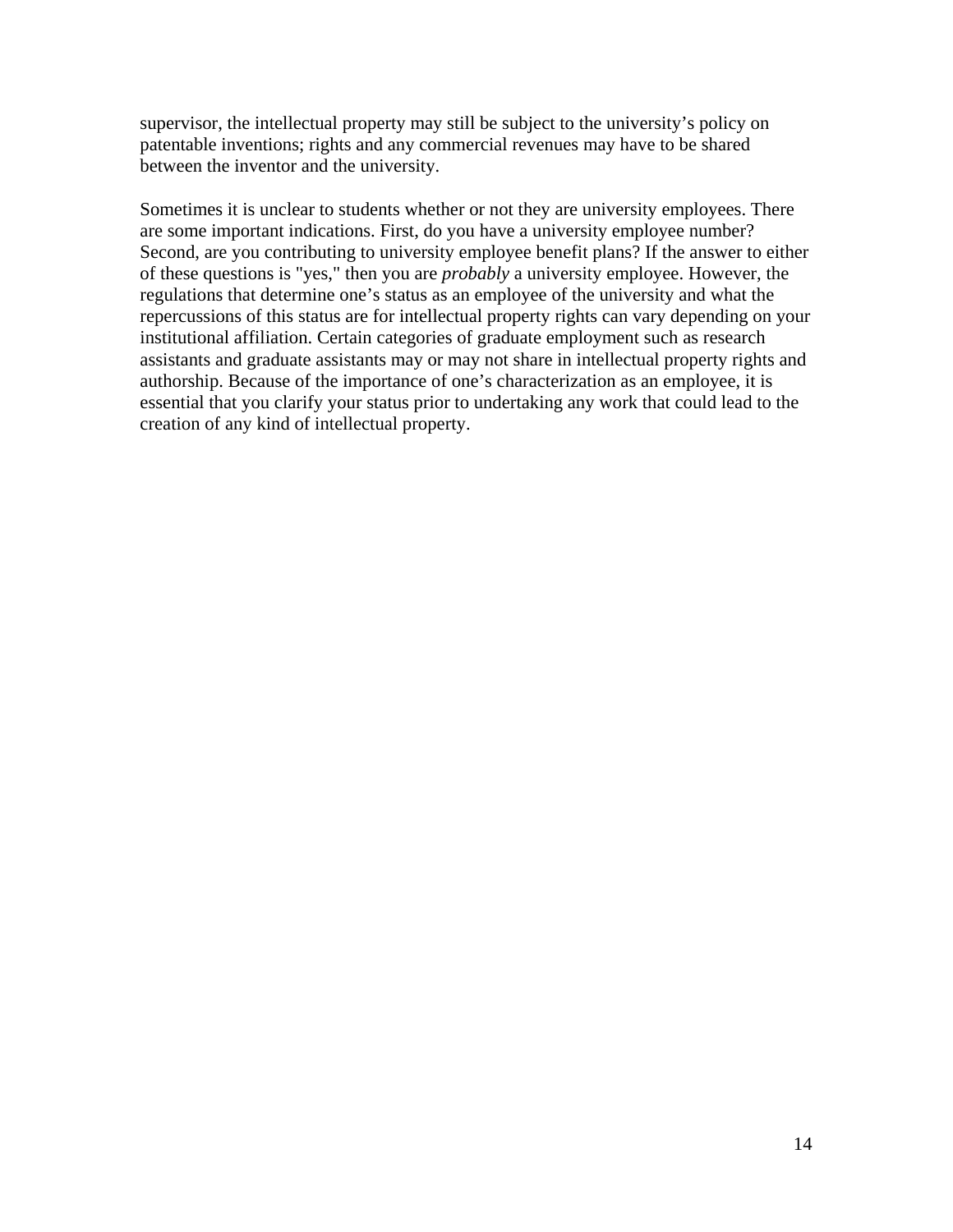supervisor, the intellectual property may still be subject to the university's policy on patentable inventions; rights and any commercial revenues may have to be shared between the inventor and the university.

Sometimes it is unclear to students whether or not they are university employees. There are some important indications. First, do you have a university employee number? Second, are you contributing to university employee benefit plans? If the answer to either of these questions is "yes," then you are *probably* a university employee. However, the regulations that determine one's status as an employee of the university and what the repercussions of this status are for intellectual property rights can vary depending on your institutional affiliation. Certain categories of graduate employment such as research assistants and graduate assistants may or may not share in intellectual property rights and authorship. Because of the importance of one's characterization as an employee, it is essential that you clarify your status prior to undertaking any work that could lead to the creation of any kind of intellectual property.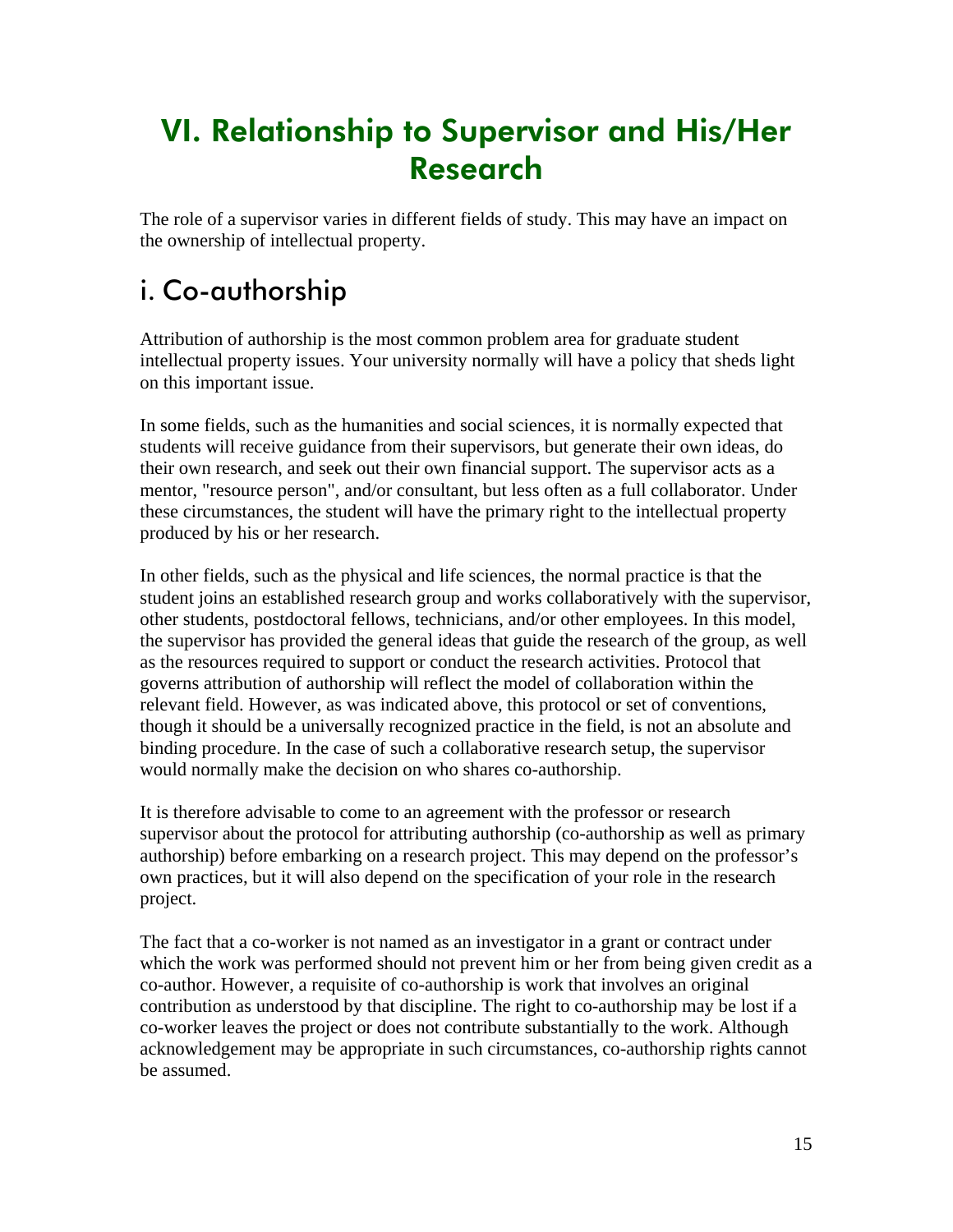# VI. Relationship to Supervisor and His/Her Research

The role of a supervisor varies in different fields of study. This may have an impact on the ownership of intellectual property.

## i. Co-authorship

Attribution of authorship is the most common problem area for graduate student intellectual property issues. Your university normally will have a policy that sheds light on this important issue.

In some fields, such as the humanities and social sciences, it is normally expected that students will receive guidance from their supervisors, but generate their own ideas, do their own research, and seek out their own financial support. The supervisor acts as a mentor, "resource person", and/or consultant, but less often as a full collaborator. Under these circumstances, the student will have the primary right to the intellectual property produced by his or her research.

In other fields, such as the physical and life sciences, the normal practice is that the student joins an established research group and works collaboratively with the supervisor, other students, postdoctoral fellows, technicians, and/or other employees. In this model, the supervisor has provided the general ideas that guide the research of the group, as well as the resources required to support or conduct the research activities. Protocol that governs attribution of authorship will reflect the model of collaboration within the relevant field. However, as was indicated above, this protocol or set of conventions, though it should be a universally recognized practice in the field, is not an absolute and binding procedure. In the case of such a collaborative research setup, the supervisor would normally make the decision on who shares co-authorship.

It is therefore advisable to come to an agreement with the professor or research supervisor about the protocol for attributing authorship (co-authorship as well as primary authorship) before embarking on a research project. This may depend on the professor's own practices, but it will also depend on the specification of your role in the research project.

The fact that a co-worker is not named as an investigator in a grant or contract under which the work was performed should not prevent him or her from being given credit as a co-author. However, a requisite of co-authorship is work that involves an original contribution as understood by that discipline. The right to co-authorship may be lost if a co-worker leaves the project or does not contribute substantially to the work. Although acknowledgement may be appropriate in such circumstances, co-authorship rights cannot be assumed.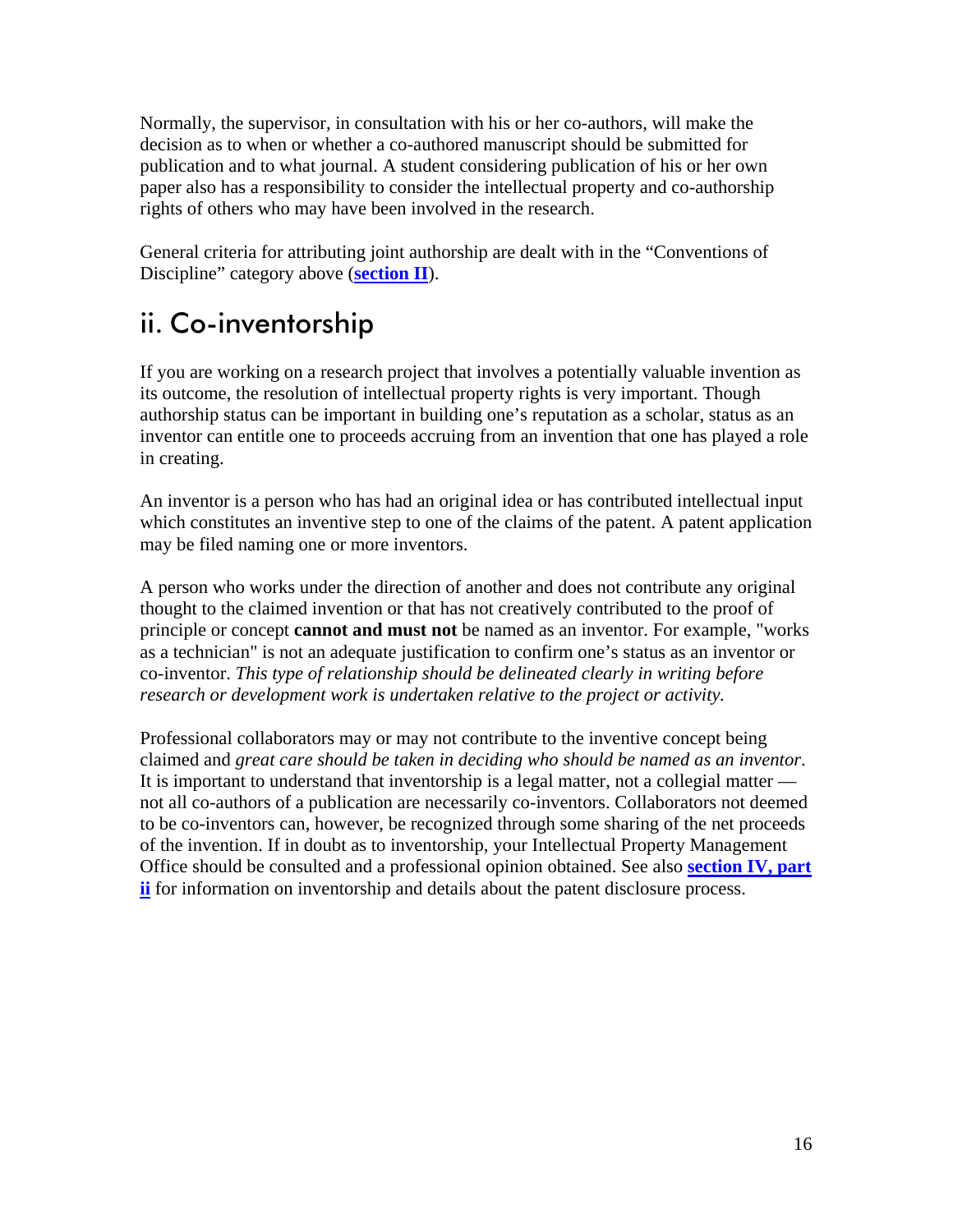Normally, the supervisor, in consultation with his or her co-authors, will make the decision as to when or whether a co-authored manuscript should be submitted for publication and to what journal. A student considering publication of his or her own paper also has a responsibility to consider the intellectual property and co-authorship rights of others who may have been involved in the research.

General criteria for attributing joint authorship are dealt with in the "Conventions of Discipline" category above (**section II**).

## ii. Co-inventorship

If you are working on a research project that involves a potentially valuable invention as its outcome, the resolution of intellectual property rights is very important. Though authorship status can be important in building one's reputation as a scholar, status as an inventor can entitle one to proceeds accruing from an invention that one has played a role in creating.

An inventor is a person who has had an original idea or has contributed intellectual input which constitutes an inventive step to one of the claims of the patent. A patent application may be filed naming one or more inventors.

A person who works under the direction of another and does not contribute any original thought to the claimed invention or that has not creatively contributed to the proof of principle or concept **cannot and must not** be named as an inventor. For example, "works as a technician" is not an adequate justification to confirm one's status as an inventor or co-inventor. *This type of relationship should be delineated clearly in writing before research or development work is undertaken relative to the project or activity.*

Professional collaborators may or may not contribute to the inventive concept being claimed and *great care should be taken in deciding who should be named as an inventor*. It is important to understand that inventorship is a legal matter, not a collegial matter — not all co-authors of a publication are necessarily co-inventors. Collaborators not deemed to be co-inventors can, however, be recognized through some sharing of the net proceeds of the invention. If in doubt as to inventorship, your Intellectual Property Management Office should be consulted and a professional opinion obtained. See also **section IV, part ii** for information on inventorship and details about the patent disclosure process.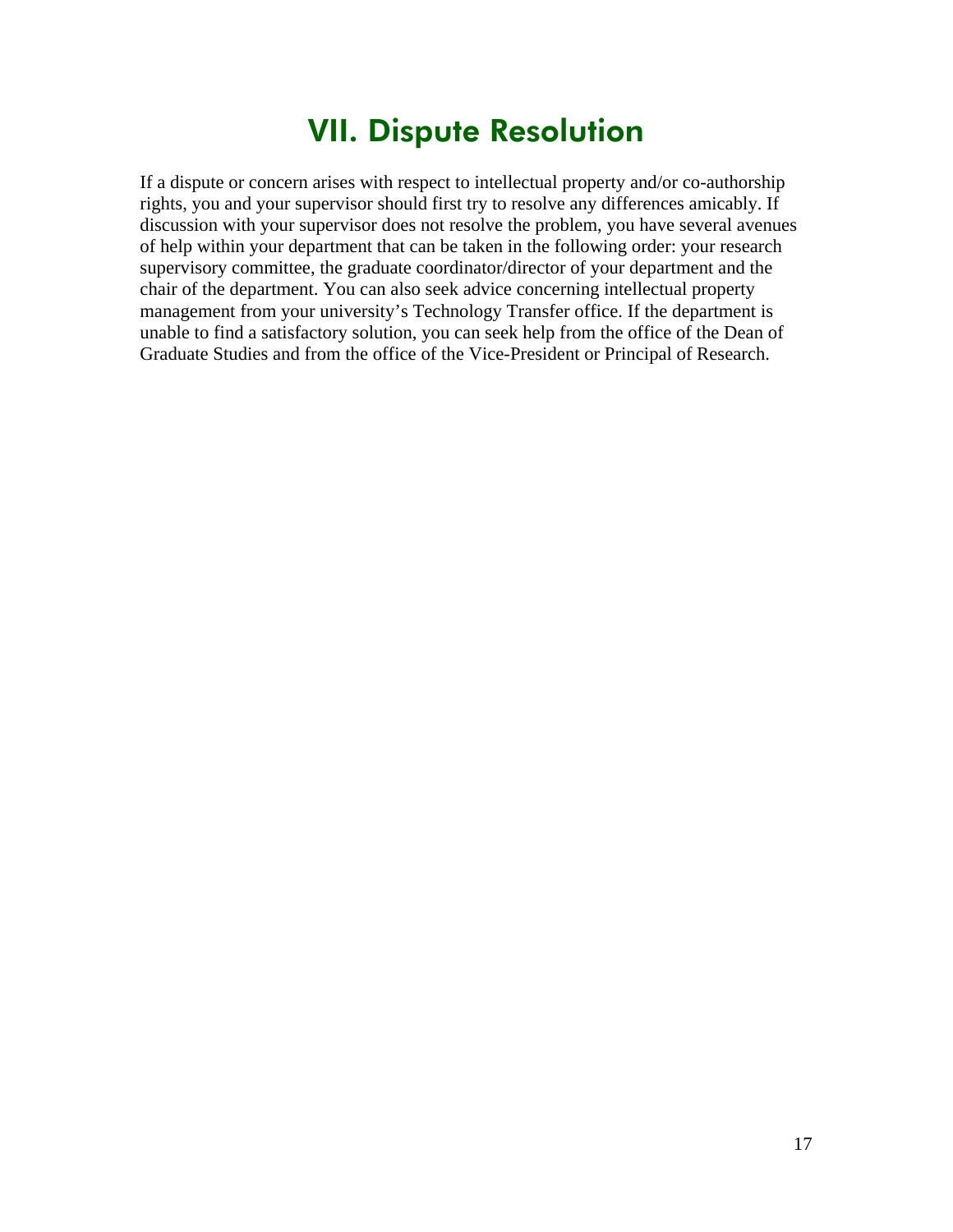# VII. Dispute Resolution

If a dispute or concern arises with respect to intellectual property and/or co-authorship rights, you and your supervisor should first try to resolve any differences amicably. If discussion with your supervisor does not resolve the problem, you have several avenues of help within your department that can be taken in the following order: your research supervisory committee, the graduate coordinator/director of your department and the chair of the department. You can also seek advice concerning intellectual property management from your university's Technology Transfer office. If the department is unable to find a satisfactory solution, you can seek help from the office of the Dean of Graduate Studies and from the office of the Vice-President or Principal of Research.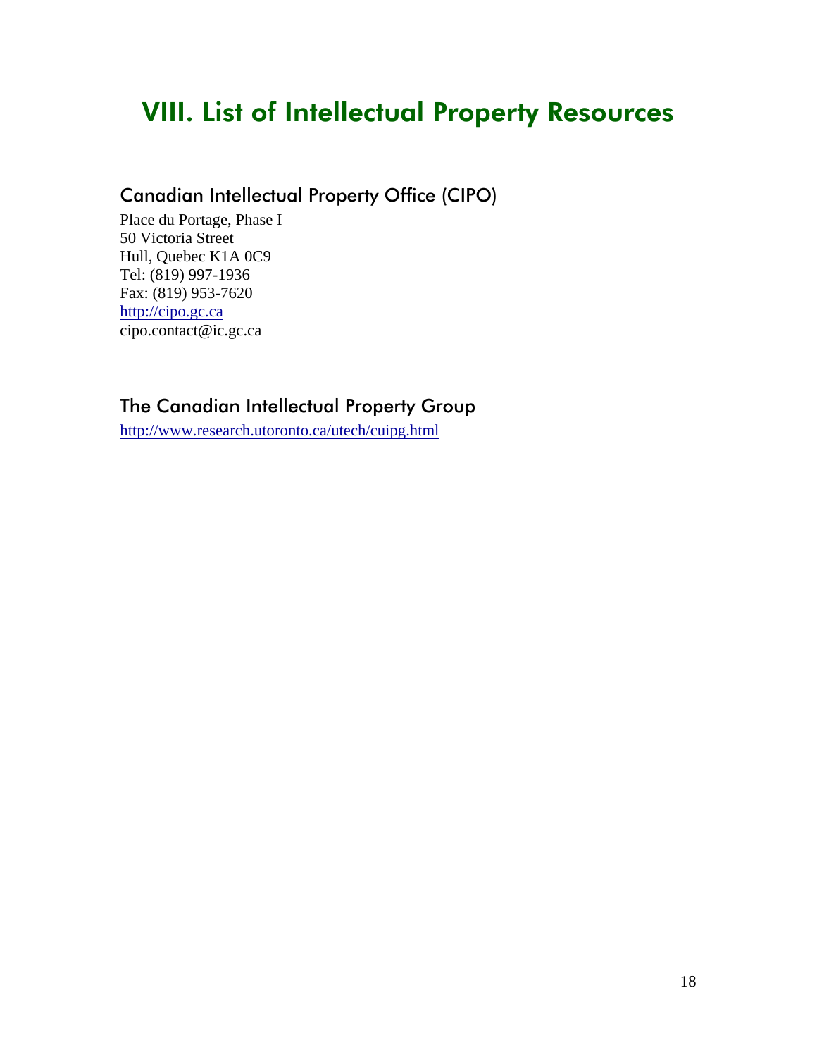# VIII. List of Intellectual Property Resources

## Canadian Intellectual Property Office (CIPO)

Place du Portage, Phase I
50 Victoria Street
Hull, Quebec K1A 0C9
Tel: (819) 997-1936
Fax: (819) 953-7620
http://cipo.gc.ca
cipo.contact@ic.gc.ca

## The Canadian Intellectual Property Group

http://www.research.utoronto.ca/utech/cuipg.html